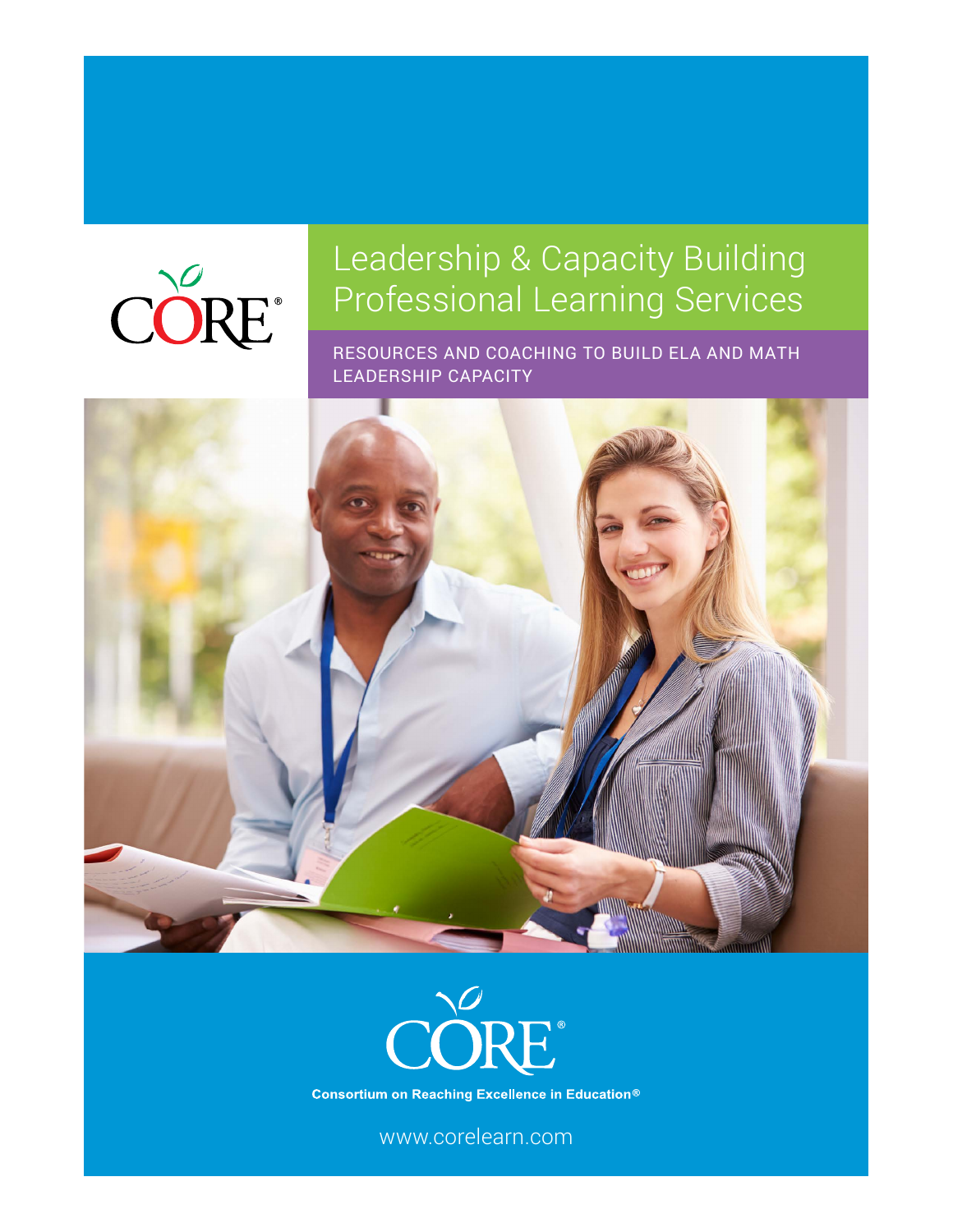CORE®

# Leadership & Capacity Building Professional Learning Services

RESOURCES AND COACHING TO BUILD ELA AND MATH LEADERSHIP CAPACITY

CORE®

**Consortium on Reaching Excellence in Education®**

www.corelearn.com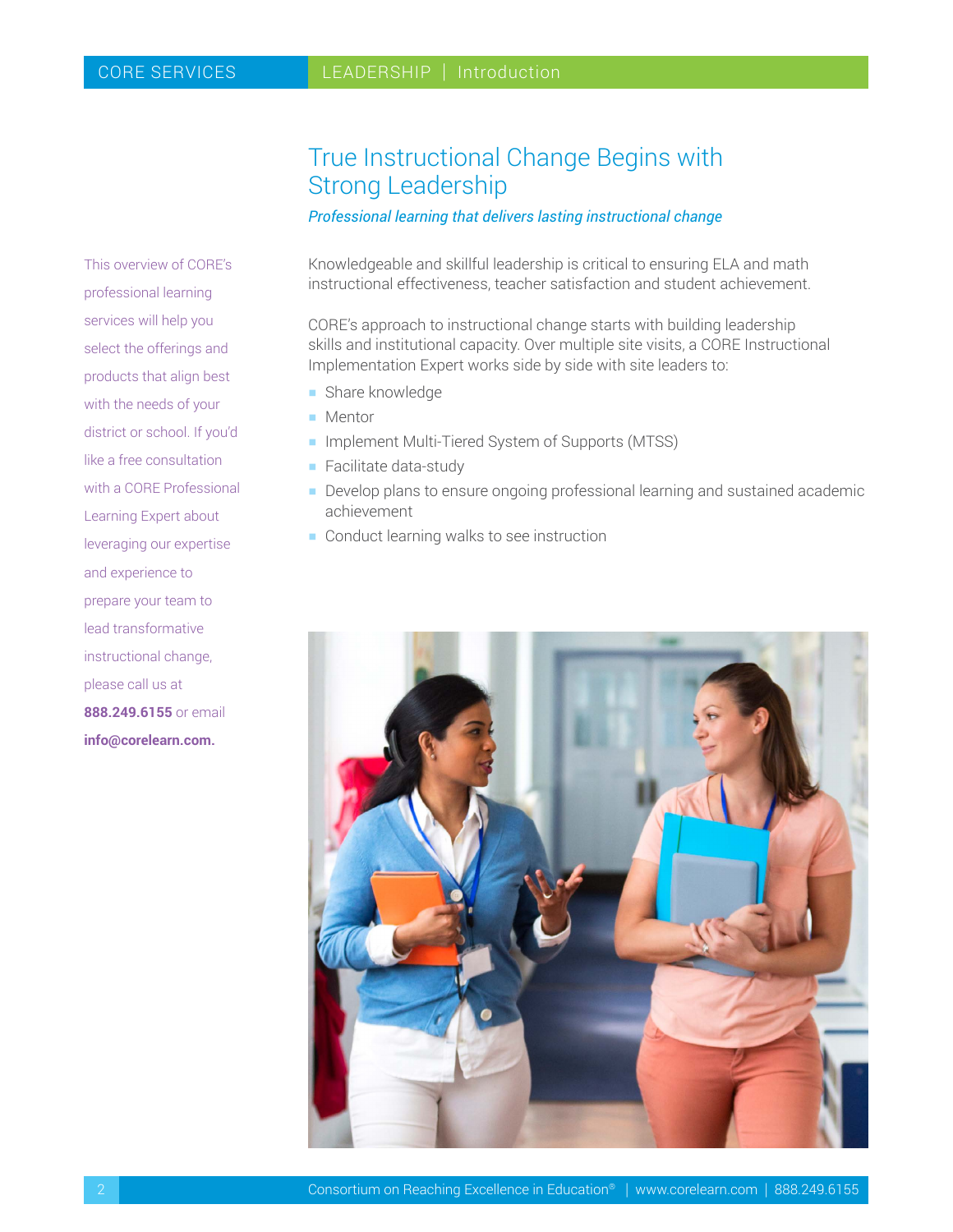# True Instructional Change Begins with Strong Leadership

*Professional learning that delivers lasting instructional change*

This overview of CORE's professional learning services will help you select the offerings and products that align best with the needs of your district or school. If you'd like a free consultation with a CORE Professional Learning Expert about leveraging our expertise and experience to prepare your team to lead transformative instructional change, please call us at **888.249.6155** or email **info@corelearn.com.**

Knowledgeable and skillful leadership is critical to ensuring ELA and math instructional effectiveness, teacher satisfaction and student achievement.

CORE's approach to instructional change starts with building leadership skills and institutional capacity. Over multiple site visits, a CORE Instructional Implementation Expert works side by side with site leaders to:

- Share knowledge
- Mentor
- Implement Multi-Tiered System of Supports (MTSS)
- Facilitate data-study
- Develop plans to ensure ongoing professional learning and sustained academic achievement
- Conduct learning walks to see instruction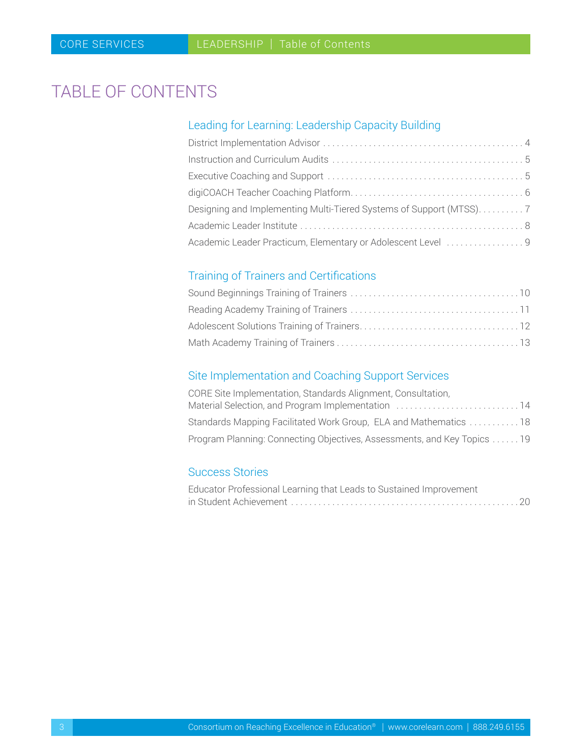# TABLE OF CONTENTS

## Leading for Learning: Leadership Capacity Building

District Implementation Advisor . . . . . . . . . . . . . . . . . . . . . . . . . . . . . . . . . . . . . . . . . . 4

Instruction and Curriculum Audits . . . . . . . . . . . . . . . . . . . . . . . . . . . . . . . . . . . . . . . . 5

Executive Coaching and Support . . . . . . . . . . . . . . . . . . . . . . . . . . . . . . . . . . . . . . . . . 5

digiCOACH Teacher Coaching Platform. . . . . . . . . . . . . . . . . . . . . . . . . . . . . . . . . . . . 6

Designing and Implementing Multi-Tiered Systems of Support (MTSS). . . . . . . . . . 7

Academic Leader Institute . . . . . . . . . . . . . . . . . . . . . . . . . . . . . . . . . . . . . . . . . . . . . . . 8

Academic Leader Practicum, Elementary or Adolescent Level . . . . . . . . . . . . . . . . . 9

## Training of Trainers and Certifications

Sound Beginnings Training of Trainers . . . . . . . . . . . . . . . . . . . . . . . . . . . . . . . . . . . . 10

Reading Academy Training of Trainers . . . . . . . . . . . . . . . . . . . . . . . . . . . . . . . . . . . . 11

Adolescent Solutions Training of Trainers. . . . . . . . . . . . . . . . . . . . . . . . . . . . . . . . . . 12

Math Academy Training of Trainers . . . . . . . . . . . . . . . . . . . . . . . . . . . . . . . . . . . . . . 13

## Site Implementation and Coaching Support Services

CORE Site Implementation, Standards Alignment, Consultation, Material Selection, and Program Implementation . . . . . . . . . . . . . . . . . . . . . . . . . . 14

Standards Mapping Facilitated Work Group, ELA and Mathematics . . . . . . . . . . . 18

Program Planning: Connecting Objectives, Assessments, and Key Topics . . . . . . 19

## Success Stories

Educator Professional Learning that Leads to Sustained Improvement in Student Achievement . . . . . . . . . . . . . . . . . . . . . . . . . . . . . . . . . . . . . . . . . . . . . . . . 20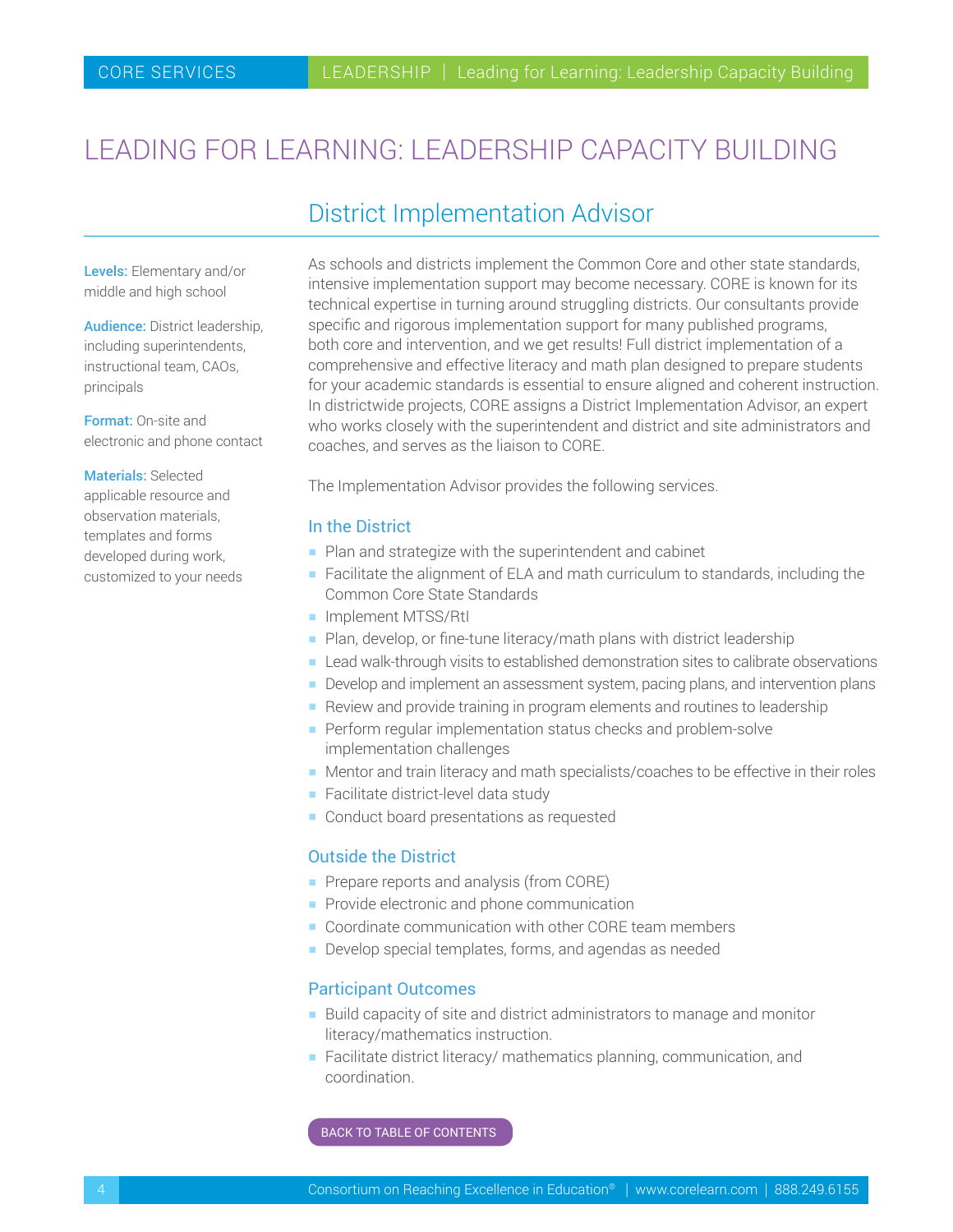# LEADING FOR LEARNING: LEADERSHIP CAPACITY BUILDING

## District Implementation Advisor

**Levels:** Elementary and/or middle and high school

**Audience:** District leadership, including superintendents, instructional team, CAOs, principals

**Format:** On-site and electronic and phone contact

**Materials:** Selected applicable resource and observation materials, templates and forms developed during work, customized to your needs

As schools and districts implement the Common Core and other state standards, intensive implementation support may become necessary. CORE is known for its technical expertise in turning around struggling districts. Our consultants provide specific and rigorous implementation support for many published programs, both core and intervention, and we get results! Full district implementation of a comprehensive and effective literacy and math plan designed to prepare students for your academic standards is essential to ensure aligned and coherent instruction. In districtwide projects, CORE assigns a District Implementation Advisor, an expert who works closely with the superintendent and district and site administrators and coaches, and serves as the liaison to CORE.

The Implementation Advisor provides the following services.

### In the District

- Plan and strategize with the superintendent and cabinet
- Facilitate the alignment of ELA and math curriculum to standards, including the Common Core State Standards
- Implement MTSS/RtI
- Plan, develop, or fine-tune literacy/math plans with district leadership
- Lead walk-through visits to established demonstration sites to calibrate observations
- Develop and implement an assessment system, pacing plans, and intervention plans
- Review and provide training in program elements and routines to leadership
- Perform regular implementation status checks and problem-solve implementation challenges
- Mentor and train literacy and math specialists/coaches to be effective in their roles
- Facilitate district-level data study
- Conduct board presentations as requested

### Outside the District

- Prepare reports and analysis (from CORE)
- Provide electronic and phone communication
- Coordinate communication with other CORE team members
- Develop special templates, forms, and agendas as needed

### Participant Outcomes

- Build capacity of site and district administrators to manage and monitor literacy/mathematics instruction.
- Facilitate district literacy/ mathematics planning, communication, and coordination.

BACK TO TABLE OF CONTENTS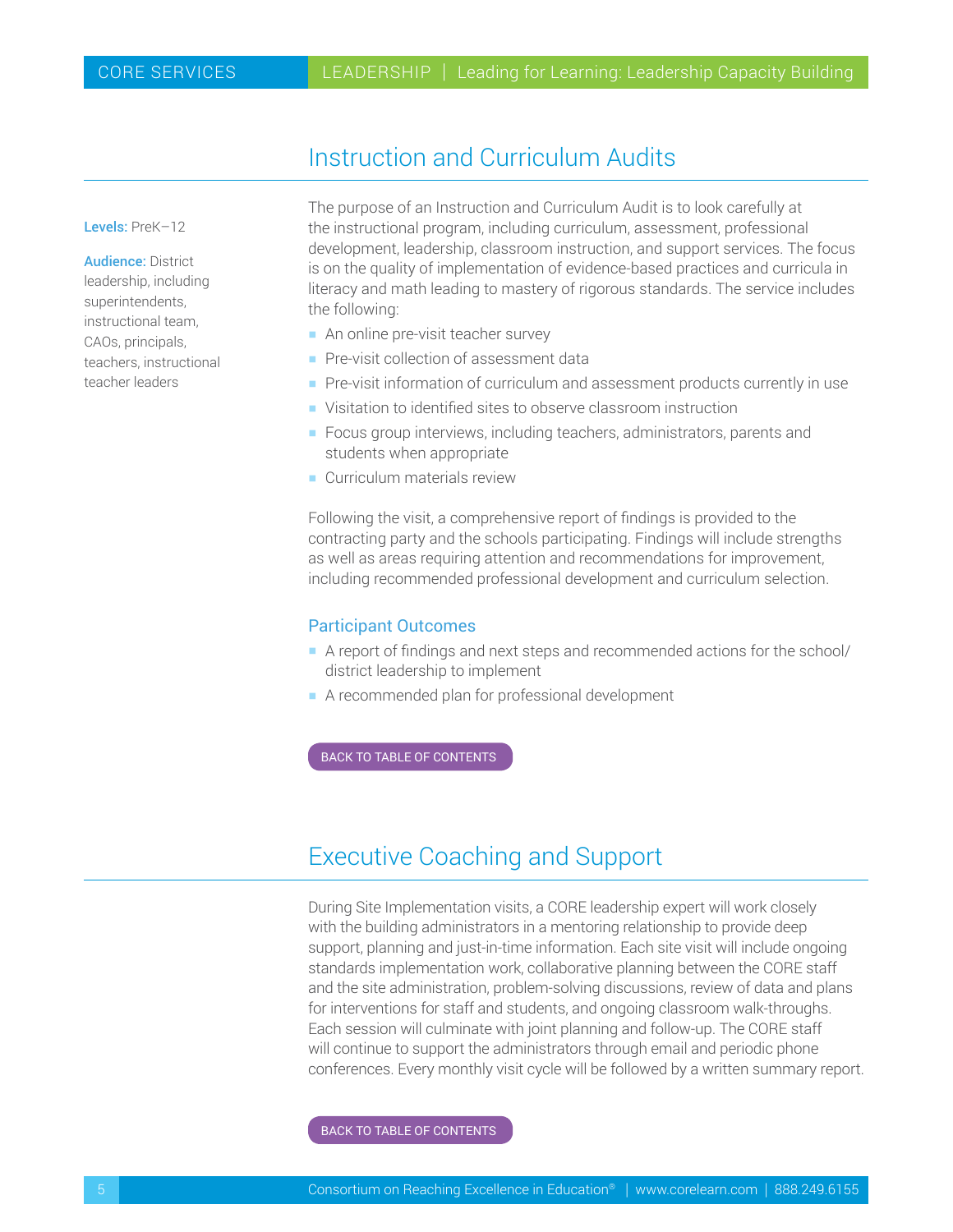## Instruction and Curriculum Audits

**Levels:** PreK–12

**Audience:** District leadership, including superintendents, instructional team, CAOs, principals, teachers, instructional teacher leaders

The purpose of an Instruction and Curriculum Audit is to look carefully at the instructional program, including curriculum, assessment, professional development, leadership, classroom instruction, and support services. The focus is on the quality of implementation of evidence-based practices and curricula in literacy and math leading to mastery of rigorous standards. The service includes the following:

- An online pre-visit teacher survey
- Pre-visit collection of assessment data
- Pre-visit information of curriculum and assessment products currently in use
- Visitation to identified sites to observe classroom instruction
- Focus group interviews, including teachers, administrators, parents and students when appropriate
- Curriculum materials review

Following the visit, a comprehensive report of findings is provided to the contracting party and the schools participating. Findings will include strengths as well as areas requiring attention and recommendations for improvement, including recommended professional development and curriculum selection.

### Participant Outcomes

- A report of findings and next steps and recommended actions for the school/district leadership to implement
- A recommended plan for professional development

BACK TO TABLE OF CONTENTS

## Executive Coaching and Support

During Site Implementation visits, a CORE leadership expert will work closely with the building administrators in a mentoring relationship to provide deep support, planning and just-in-time information. Each site visit will include ongoing standards implementation work, collaborative planning between the CORE staff and the site administration, problem-solving discussions, review of data and plans for interventions for staff and students, and ongoing classroom walk-throughs. Each session will culminate with joint planning and follow-up. The CORE staff will continue to support the administrators through email and periodic phone conferences. Every monthly visit cycle will be followed by a written summary report.

BACK TO TABLE OF CONTENTS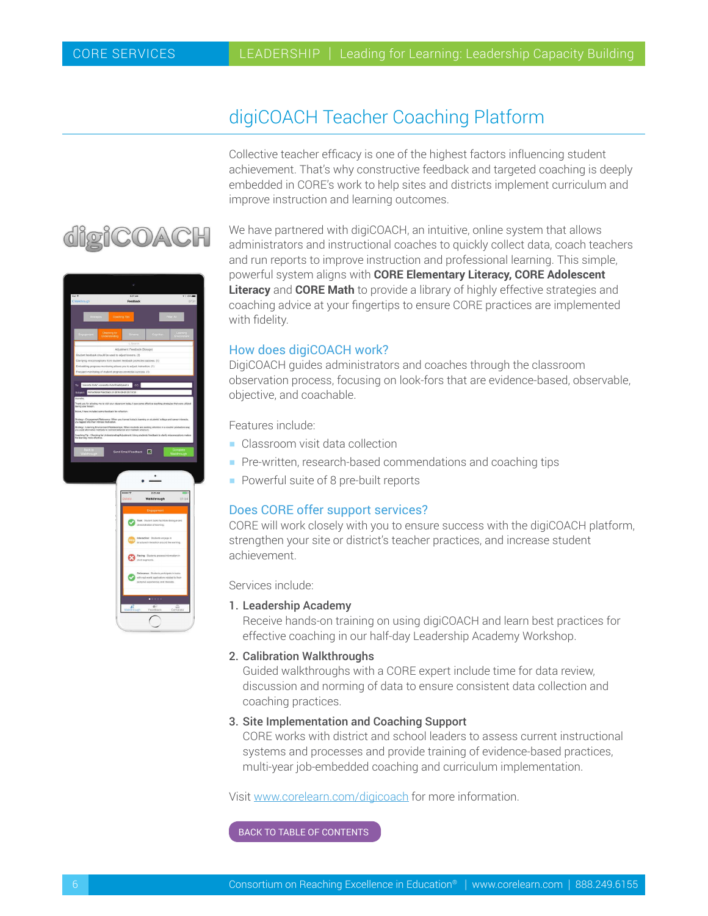# digiCOACH Teacher Coaching Platform

Collective teacher efficacy is one of the highest factors influencing student achievement. That's why constructive feedback and targeted coaching is deeply embedded in CORE's work to help sites and districts implement curriculum and improve instruction and learning outcomes.

We have partnered with digiCOACH, an intuitive, online system that allows administrators and instructional coaches to quickly collect data, coach teachers and run reports to improve instruction and professional learning. This simple, powerful system aligns with **CORE Elementary Literacy, CORE Adolescent Literacy** and **CORE Math** to provide a library of highly effective strategies and coaching advice at your fingertips to ensure CORE practices are implemented with fidelity.

## How does digiCOACH work?

DigiCOACH guides administrators and coaches through the classroom observation process, focusing on look-fors that are evidence-based, observable, objective, and coachable.

Features include:

- Classroom visit data collection
- Pre-written, research-based commendations and coaching tips
- Powerful suite of 8 pre-built reports

## Does CORE offer support services?

CORE will work closely with you to ensure success with the digiCOACH platform, strengthen your site or district's teacher practices, and increase student achievement.

Services include:

1. **Leadership Academy**
   Receive hands-on training on using digiCOACH and learn best practices for effective coaching in our half-day Leadership Academy Workshop.
2. **Calibration Walkthroughs**
   Guided walkthroughs with a CORE expert include time for data review, discussion and norming of data to ensure consistent data collection and coaching practices.
3. **Site Implementation and Coaching Support**
   CORE works with district and school leaders to assess current instructional systems and processes and provide training of evidence-based practices, multi-year job-embedded coaching and curriculum implementation.

Visit www.corelearn.com/digicoach for more information.

BACK TO TABLE OF CONTENTS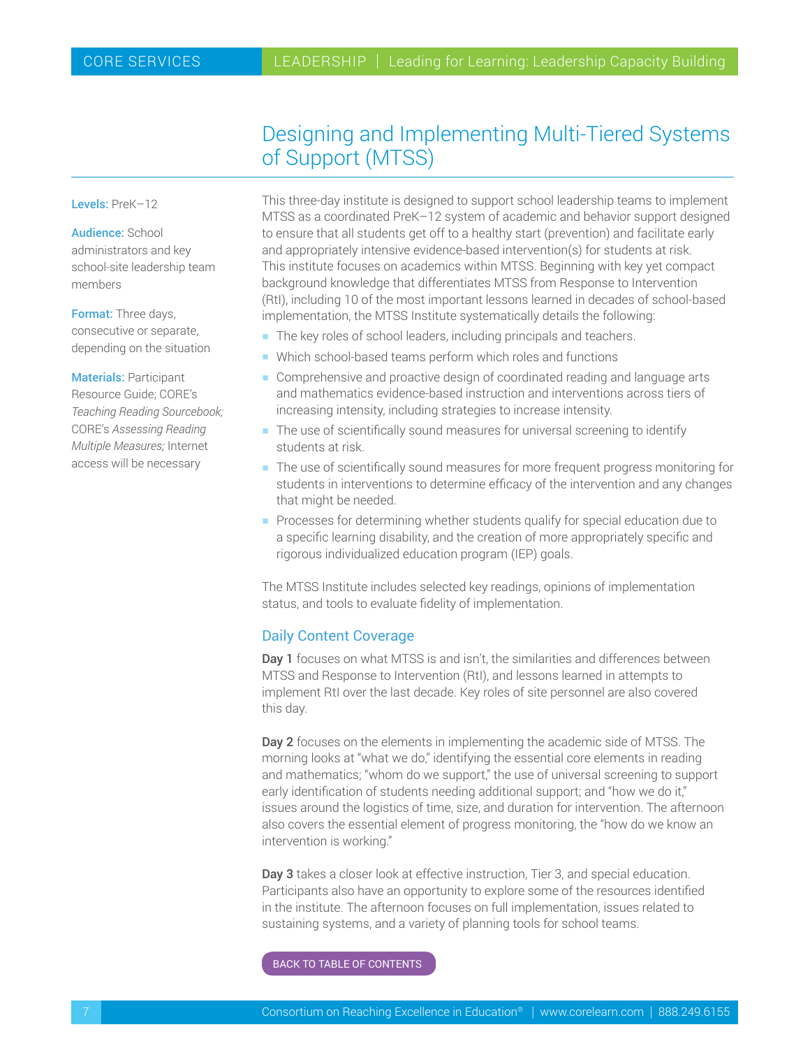# Designing and Implementing Multi-Tiered Systems of Support (MTSS)

**Levels:** PreK–12

**Audience:** School administrators and key school-site leadership team members

**Format:** Three days, consecutive or separate, depending on the situation

**Materials:** Participant Resource Guide; CORE's *Teaching Reading Sourcebook;* CORE's *Assessing Reading Multiple Measures;* Internet access will be necessary

This three-day institute is designed to support school leadership teams to implement MTSS as a coordinated PreK–12 system of academic and behavior support designed to ensure that all students get off to a healthy start (prevention) and facilitate early and appropriately intensive evidence-based intervention(s) for students at risk. This institute focuses on academics within MTSS. Beginning with key yet compact background knowledge that differentiates MTSS from Response to Intervention (RtI), including 10 of the most important lessons learned in decades of school-based implementation, the MTSS Institute systematically details the following:

- The key roles of school leaders, including principals and teachers.
- Which school-based teams perform which roles and functions
- Comprehensive and proactive design of coordinated reading and language arts and mathematics evidence-based instruction and interventions across tiers of increasing intensity, including strategies to increase intensity.
- The use of scientifically sound measures for universal screening to identify students at risk.
- The use of scientifically sound measures for more frequent progress monitoring for students in interventions to determine efficacy of the intervention and any changes that might be needed.
- Processes for determining whether students qualify for special education due to a specific learning disability, and the creation of more appropriately specific and rigorous individualized education program (IEP) goals.

The MTSS Institute includes selected key readings, opinions of implementation status, and tools to evaluate fidelity of implementation.

## Daily Content Coverage

**Day 1** focuses on what MTSS is and isn't, the similarities and differences between MTSS and Response to Intervention (RtI), and lessons learned in attempts to implement RtI over the last decade. Key roles of site personnel are also covered this day.

**Day 2** focuses on the elements in implementing the academic side of MTSS. The morning looks at "what we do," identifying the essential core elements in reading and mathematics; "whom do we support," the use of universal screening to support early identification of students needing additional support; and "how we do it," issues around the logistics of time, size, and duration for intervention. The afternoon also covers the essential element of progress monitoring, the "how do we know an intervention is working."

**Day 3** takes a closer look at effective instruction, Tier 3, and special education. Participants also have an opportunity to explore some of the resources identified in the institute. The afternoon focuses on full implementation, issues related to sustaining systems, and a variety of planning tools for school teams.

BACK TO TABLE OF CONTENTS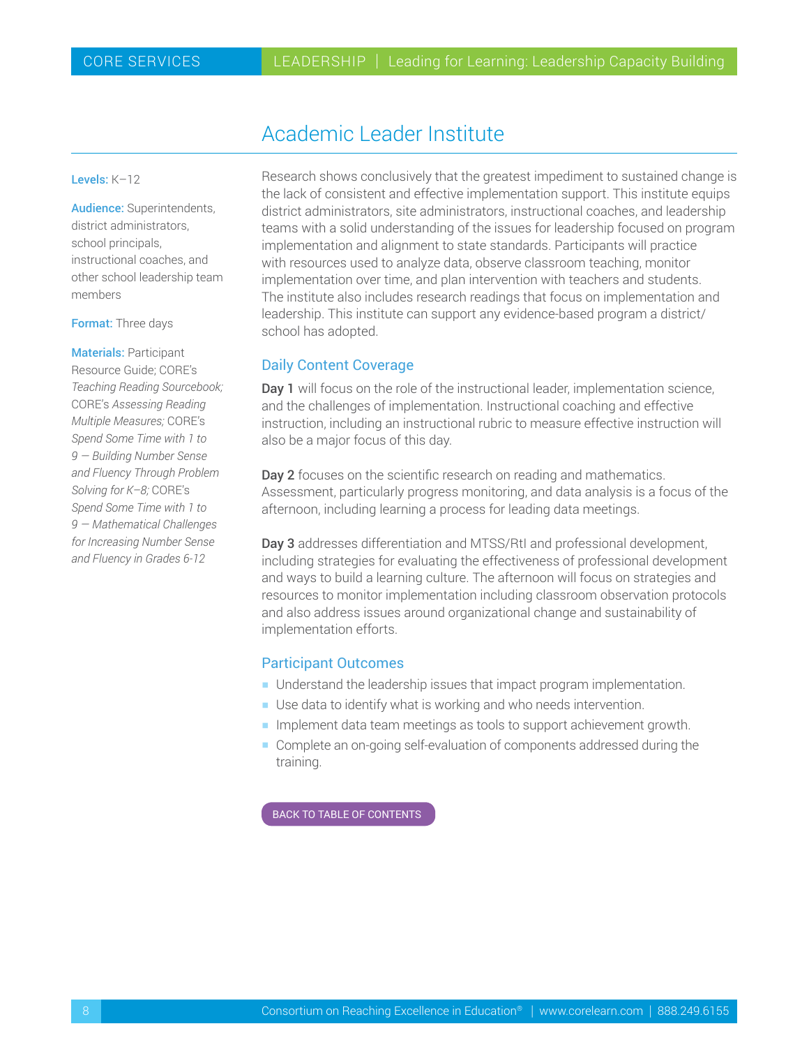# Academic Leader Institute

**Levels:** K–12

**Audience:** Superintendents, district administrators, school principals, instructional coaches, and other school leadership team members

**Format:** Three days

**Materials:** Participant Resource Guide; CORE's *Teaching Reading Sourcebook;* CORE's *Assessing Reading Multiple Measures;* CORE's *Spend Some Time with 1 to 9 — Building Number Sense and Fluency Through Problem Solving for K–8;* CORE's *Spend Some Time with 1 to 9 — Mathematical Challenges for Increasing Number Sense and Fluency in Grades 6-12*

Research shows conclusively that the greatest impediment to sustained change is the lack of consistent and effective implementation support. This institute equips district administrators, site administrators, instructional coaches, and leadership teams with a solid understanding of the issues for leadership focused on program implementation and alignment to state standards. Participants will practice with resources used to analyze data, observe classroom teaching, monitor implementation over time, and plan intervention with teachers and students. The institute also includes research readings that focus on implementation and leadership. This institute can support any evidence-based program a district/school has adopted.

## Daily Content Coverage

**Day 1** will focus on the role of the instructional leader, implementation science, and the challenges of implementation. Instructional coaching and effective instruction, including an instructional rubric to measure effective instruction will also be a major focus of this day.

**Day 2** focuses on the scientific research on reading and mathematics. Assessment, particularly progress monitoring, and data analysis is a focus of the afternoon, including learning a process for leading data meetings.

**Day 3** addresses differentiation and MTSS/RtI and professional development, including strategies for evaluating the effectiveness of professional development and ways to build a learning culture. The afternoon will focus on strategies and resources to monitor implementation including classroom observation protocols and also address issues around organizational change and sustainability of implementation efforts.

## Participant Outcomes

- Understand the leadership issues that impact program implementation.
- Use data to identify what is working and who needs intervention.
- Implement data team meetings as tools to support achievement growth.
- Complete an on-going self-evaluation of components addressed during the training.

BACK TO TABLE OF CONTENTS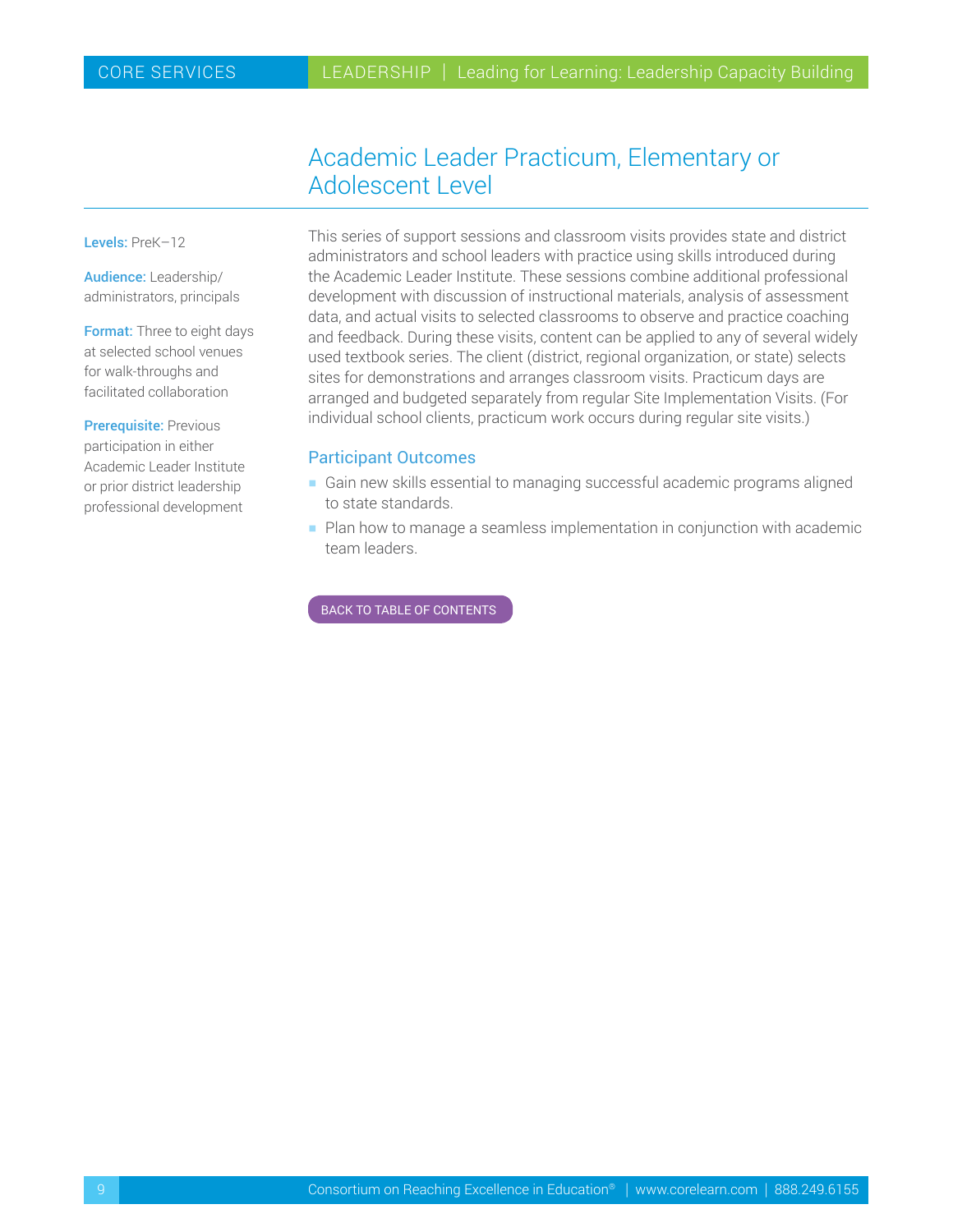# Academic Leader Practicum, Elementary or Adolescent Level

**Levels:** PreK–12

**Audience:** Leadership/administrators, principals

**Format:** Three to eight days at selected school venues for walk-throughs and facilitated collaboration

**Prerequisite:** Previous participation in either Academic Leader Institute or prior district leadership professional development

This series of support sessions and classroom visits provides state and district administrators and school leaders with practice using skills introduced during the Academic Leader Institute. These sessions combine additional professional development with discussion of instructional materials, analysis of assessment data, and actual visits to selected classrooms to observe and practice coaching and feedback. During these visits, content can be applied to any of several widely used textbook series. The client (district, regional organization, or state) selects sites for demonstrations and arranges classroom visits. Practicum days are arranged and budgeted separately from regular Site Implementation Visits. (For individual school clients, practicum work occurs during regular site visits.)

## Participant Outcomes

- Gain new skills essential to managing successful academic programs aligned to state standards.
- Plan how to manage a seamless implementation in conjunction with academic team leaders.

BACK TO TABLE OF CONTENTS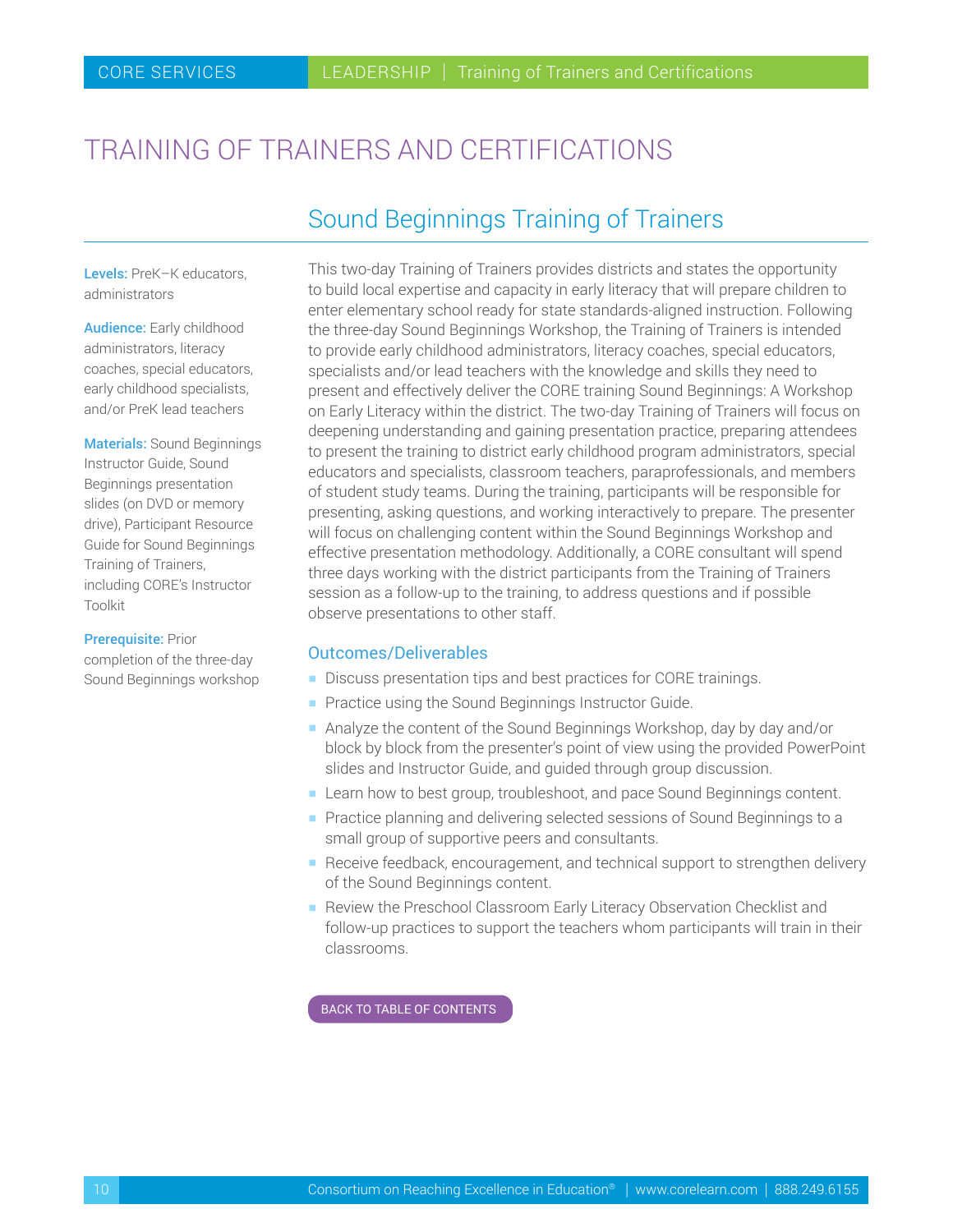# TRAINING OF TRAINERS AND CERTIFICATIONS

## Sound Beginnings Training of Trainers

**Levels:** PreK–K educators, administrators

**Audience:** Early childhood administrators, literacy coaches, special educators, early childhood specialists, and/or PreK lead teachers

**Materials:** Sound Beginnings Instructor Guide, Sound Beginnings presentation slides (on DVD or memory drive), Participant Resource Guide for Sound Beginnings Training of Trainers, including CORE's Instructor Toolkit

**Prerequisite:** Prior completion of the three-day Sound Beginnings workshop

This two-day Training of Trainers provides districts and states the opportunity to build local expertise and capacity in early literacy that will prepare children to enter elementary school ready for state standards-aligned instruction. Following the three-day Sound Beginnings Workshop, the Training of Trainers is intended to provide early childhood administrators, literacy coaches, special educators, specialists and/or lead teachers with the knowledge and skills they need to present and effectively deliver the CORE training Sound Beginnings: A Workshop on Early Literacy within the district. The two-day Training of Trainers will focus on deepening understanding and gaining presentation practice, preparing attendees to present the training to district early childhood program administrators, special educators and specialists, classroom teachers, paraprofessionals, and members of student study teams. During the training, participants will be responsible for presenting, asking questions, and working interactively to prepare. The presenter will focus on challenging content within the Sound Beginnings Workshop and effective presentation methodology. Additionally, a CORE consultant will spend three days working with the district participants from the Training of Trainers session as a follow-up to the training, to address questions and if possible observe presentations to other staff.

### Outcomes/Deliverables

- Discuss presentation tips and best practices for CORE trainings.
- Practice using the Sound Beginnings Instructor Guide.
- Analyze the content of the Sound Beginnings Workshop, day by day and/or block by block from the presenter's point of view using the provided PowerPoint slides and Instructor Guide, and guided through group discussion.
- Learn how to best group, troubleshoot, and pace Sound Beginnings content.
- Practice planning and delivering selected sessions of Sound Beginnings to a small group of supportive peers and consultants.
- Receive feedback, encouragement, and technical support to strengthen delivery of the Sound Beginnings content.
- Review the Preschool Classroom Early Literacy Observation Checklist and follow-up practices to support the teachers whom participants will train in their classrooms.

BACK TO TABLE OF CONTENTS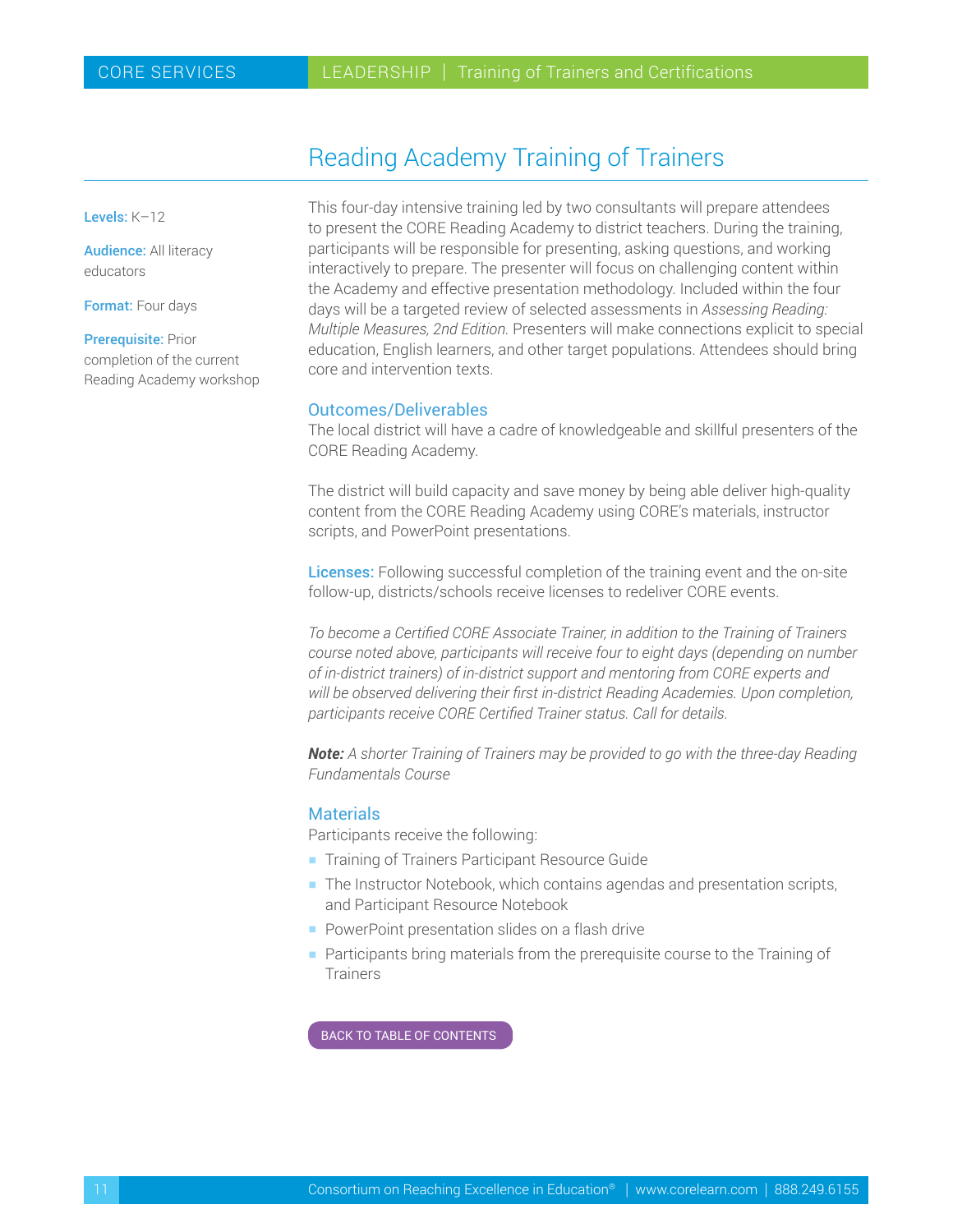# Reading Academy Training of Trainers

**Levels:** K–12

**Audience:** All literacy educators

**Format:** Four days

**Prerequisite:** Prior completion of the current Reading Academy workshop

This four-day intensive training led by two consultants will prepare attendees to present the CORE Reading Academy to district teachers. During the training, participants will be responsible for presenting, asking questions, and working interactively to prepare. The presenter will focus on challenging content within the Academy and effective presentation methodology. Included within the four days will be a targeted review of selected assessments in *Assessing Reading: Multiple Measures, 2nd Edition.* Presenters will make connections explicit to special education, English learners, and other target populations. Attendees should bring core and intervention texts.

## Outcomes/Deliverables

The local district will have a cadre of knowledgeable and skillful presenters of the CORE Reading Academy.

The district will build capacity and save money by being able deliver high-quality content from the CORE Reading Academy using CORE's materials, instructor scripts, and PowerPoint presentations.

**Licenses:** Following successful completion of the training event and the on-site follow-up, districts/schools receive licenses to redeliver CORE events.

*To become a Certified CORE Associate Trainer, in addition to the Training of Trainers course noted above, participants will receive four to eight days (depending on number of in-district trainers) of in-district support and mentoring from CORE experts and will be observed delivering their first in-district Reading Academies. Upon completion, participants receive CORE Certified Trainer status. Call for details.*

***Note:*** *A shorter Training of Trainers may be provided to go with the three-day Reading Fundamentals Course*

## Materials

Participants receive the following:

- Training of Trainers Participant Resource Guide
- The Instructor Notebook, which contains agendas and presentation scripts, and Participant Resource Notebook
- PowerPoint presentation slides on a flash drive
- Participants bring materials from the prerequisite course to the Training of Trainers

BACK TO TABLE OF CONTENTS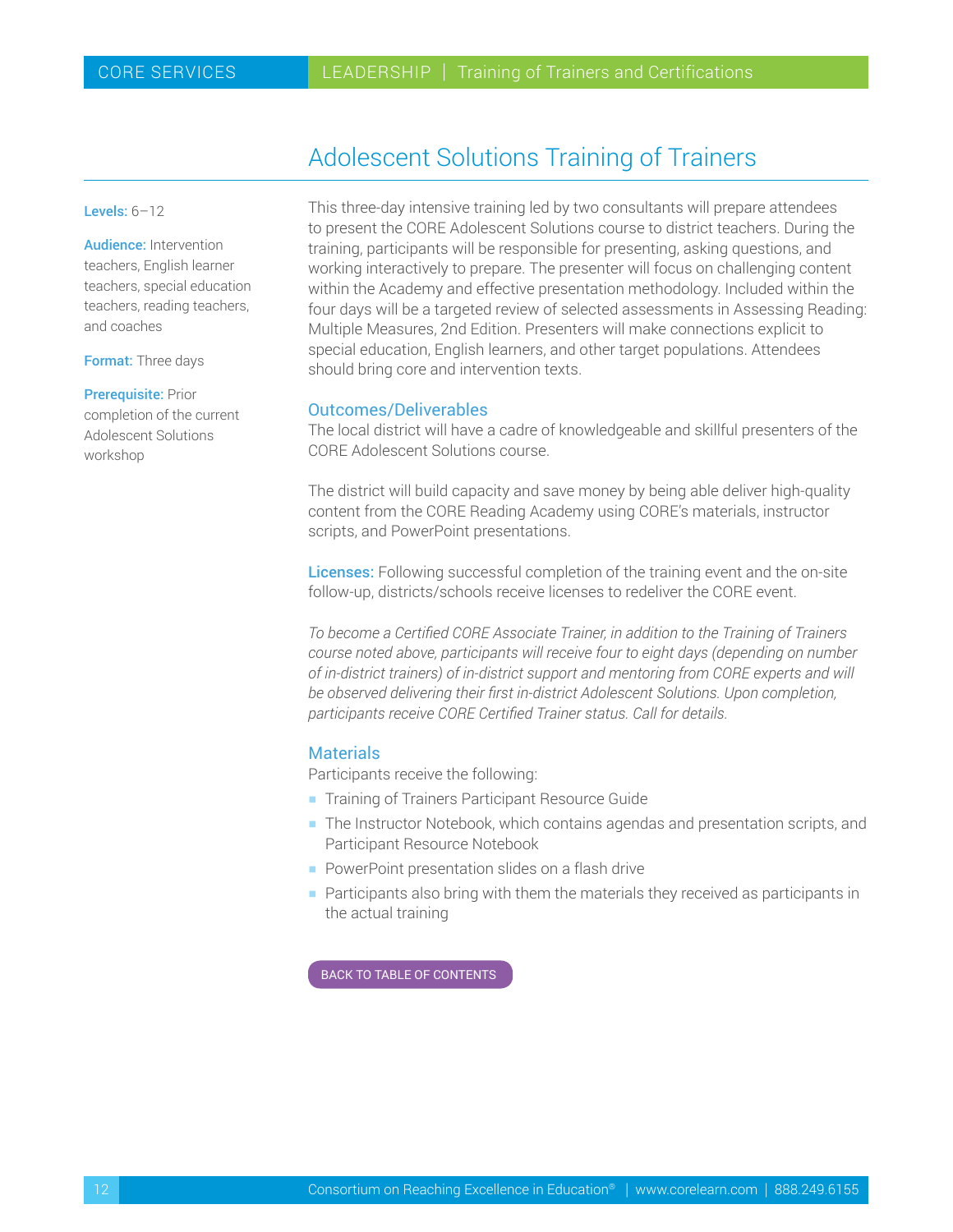# Adolescent Solutions Training of Trainers

**Levels:** 6–12

**Audience:** Intervention teachers, English learner teachers, special education teachers, reading teachers, and coaches

**Format:** Three days

**Prerequisite:** Prior completion of the current Adolescent Solutions workshop

This three-day intensive training led by two consultants will prepare attendees to present the CORE Adolescent Solutions course to district teachers. During the training, participants will be responsible for presenting, asking questions, and working interactively to prepare. The presenter will focus on challenging content within the Academy and effective presentation methodology. Included within the four days will be a targeted review of selected assessments in Assessing Reading: Multiple Measures, 2nd Edition. Presenters will make connections explicit to special education, English learners, and other target populations. Attendees should bring core and intervention texts.

## Outcomes/Deliverables

The local district will have a cadre of knowledgeable and skillful presenters of the CORE Adolescent Solutions course.

The district will build capacity and save money by being able deliver high-quality content from the CORE Reading Academy using CORE's materials, instructor scripts, and PowerPoint presentations.

**Licenses:** Following successful completion of the training event and the on-site follow-up, districts/schools receive licenses to redeliver the CORE event.

*To become a Certified CORE Associate Trainer, in addition to the Training of Trainers course noted above, participants will receive four to eight days (depending on number of in-district trainers) of in-district support and mentoring from CORE experts and will be observed delivering their first in-district Adolescent Solutions. Upon completion, participants receive CORE Certified Trainer status. Call for details.*

## Materials

Participants receive the following:

- Training of Trainers Participant Resource Guide
- The Instructor Notebook, which contains agendas and presentation scripts, and Participant Resource Notebook
- PowerPoint presentation slides on a flash drive
- Participants also bring with them the materials they received as participants in the actual training

BACK TO TABLE OF CONTENTS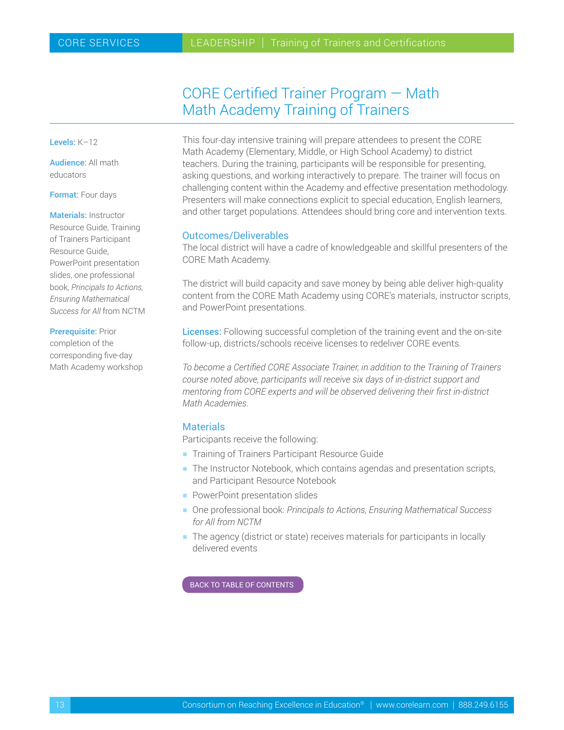# CORE Certified Trainer Program — Math
## Math Academy Training of Trainers

**Levels:** K–12

**Audience:** All math educators

**Format:** Four days

**Materials:** Instructor Resource Guide, Training of Trainers Participant Resource Guide, PowerPoint presentation slides, one professional book, *Principals to Actions, Ensuring Mathematical Success for All* from NCTM

**Prerequisite:** Prior completion of the corresponding five-day Math Academy workshop

This four-day intensive training will prepare attendees to present the CORE Math Academy (Elementary, Middle, or High School Academy) to district teachers. During the training, participants will be responsible for presenting, asking questions, and working interactively to prepare. The trainer will focus on challenging content within the Academy and effective presentation methodology. Presenters will make connections explicit to special education, English learners, and other target populations. Attendees should bring core and intervention texts.

### Outcomes/Deliverables

The local district will have a cadre of knowledgeable and skillful presenters of the CORE Math Academy.

The district will build capacity and save money by being able deliver high-quality content from the CORE Math Academy using CORE's materials, instructor scripts, and PowerPoint presentations.

**Licenses:** Following successful completion of the training event and the on-site follow-up, districts/schools receive licenses to redeliver CORE events.

*To become a Certified CORE Associate Trainer, in addition to the Training of Trainers course noted above, participants will receive six days of in-district support and mentoring from CORE experts and will be observed delivering their first in-district Math Academies.*

### Materials

Participants receive the following:

- Training of Trainers Participant Resource Guide
- The Instructor Notebook, which contains agendas and presentation scripts, and Participant Resource Notebook
- PowerPoint presentation slides
- One professional book: *Principals to Actions, Ensuring Mathematical Success for All from NCTM*
- The agency (district or state) receives materials for participants in locally delivered events

BACK TO TABLE OF CONTENTS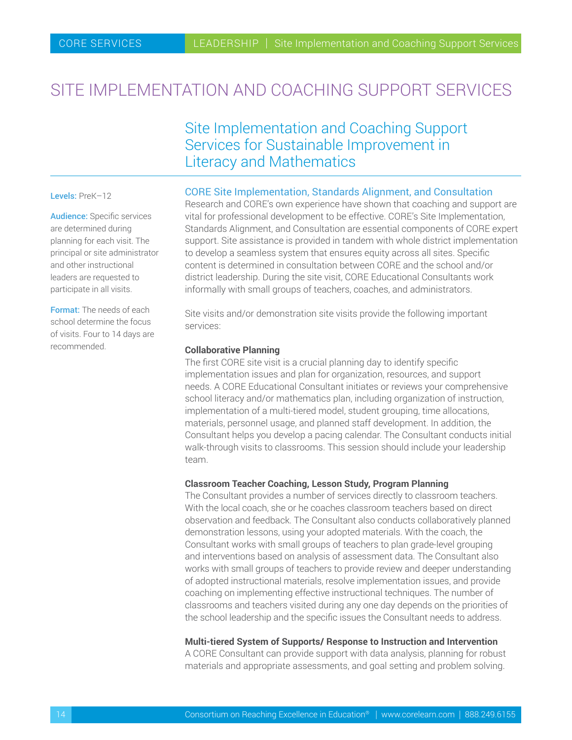# SITE IMPLEMENTATION AND COACHING SUPPORT SERVICES

## Site Implementation and Coaching Support Services for Sustainable Improvement in Literacy and Mathematics

**Levels:** PreK–12

**Audience:** Specific services are determined during planning for each visit. The principal or site administrator and other instructional leaders are requested to participate in all visits.

**Format:** The needs of each school determine the focus of visits. Four to 14 days are recommended.

### CORE Site Implementation, Standards Alignment, and Consultation

Research and CORE's own experience have shown that coaching and support are vital for professional development to be effective. CORE's Site Implementation, Standards Alignment, and Consultation are essential components of CORE expert support. Site assistance is provided in tandem with whole district implementation to develop a seamless system that ensures equity across all sites. Specific content is determined in consultation between CORE and the school and/or district leadership. During the site visit, CORE Educational Consultants work informally with small groups of teachers, coaches, and administrators.

Site visits and/or demonstration site visits provide the following important services:

**Collaborative Planning**

The first CORE site visit is a crucial planning day to identify specific implementation issues and plan for organization, resources, and support needs. A CORE Educational Consultant initiates or reviews your comprehensive school literacy and/or mathematics plan, including organization of instruction, implementation of a multi-tiered model, student grouping, time allocations, materials, personnel usage, and planned staff development. In addition, the Consultant helps you develop a pacing calendar. The Consultant conducts initial walk-through visits to classrooms. This session should include your leadership team.

**Classroom Teacher Coaching, Lesson Study, Program Planning**

The Consultant provides a number of services directly to classroom teachers. With the local coach, she or he coaches classroom teachers based on direct observation and feedback. The Consultant also conducts collaboratively planned demonstration lessons, using your adopted materials. With the coach, the Consultant works with small groups of teachers to plan grade-level grouping and interventions based on analysis of assessment data. The Consultant also works with small groups of teachers to provide review and deeper understanding of adopted instructional materials, resolve implementation issues, and provide coaching on implementing effective instructional techniques. The number of classrooms and teachers visited during any one day depends on the priorities of the school leadership and the specific issues the Consultant needs to address.

**Multi-tiered System of Supports/ Response to Instruction and Intervention**

A CORE Consultant can provide support with data analysis, planning for robust materials and appropriate assessments, and goal setting and problem solving.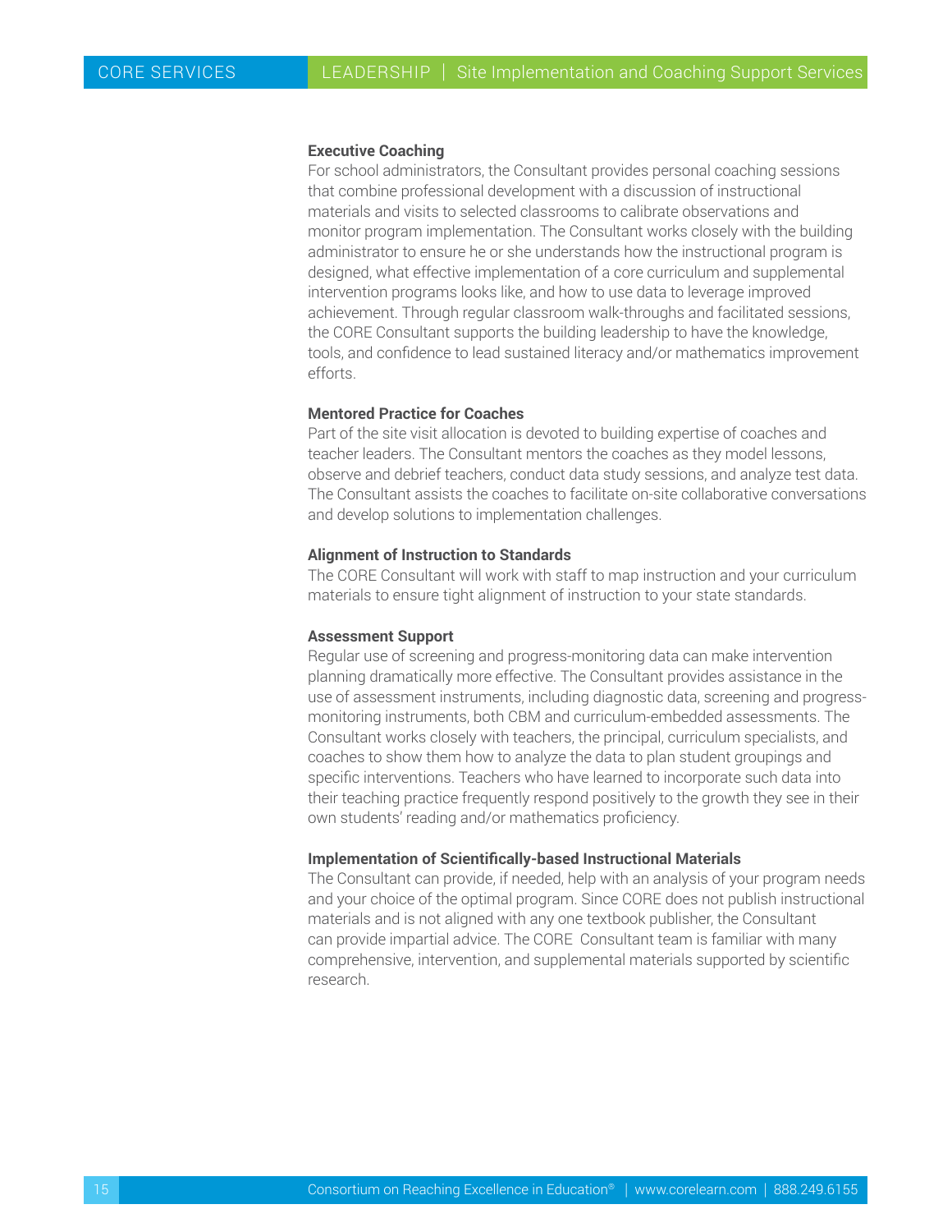#### Executive Coaching

For school administrators, the Consultant provides personal coaching sessions that combine professional development with a discussion of instructional materials and visits to selected classrooms to calibrate observations and monitor program implementation. The Consultant works closely with the building administrator to ensure he or she understands how the instructional program is designed, what effective implementation of a core curriculum and supplemental intervention programs looks like, and how to use data to leverage improved achievement. Through regular classroom walk-throughs and facilitated sessions, the CORE Consultant supports the building leadership to have the knowledge, tools, and confidence to lead sustained literacy and/or mathematics improvement efforts.

#### Mentored Practice for Coaches

Part of the site visit allocation is devoted to building expertise of coaches and teacher leaders. The Consultant mentors the coaches as they model lessons, observe and debrief teachers, conduct data study sessions, and analyze test data. The Consultant assists the coaches to facilitate on-site collaborative conversations and develop solutions to implementation challenges.

#### Alignment of Instruction to Standards

The CORE Consultant will work with staff to map instruction and your curriculum materials to ensure tight alignment of instruction to your state standards.

#### Assessment Support

Regular use of screening and progress-monitoring data can make intervention planning dramatically more effective. The Consultant provides assistance in the use of assessment instruments, including diagnostic data, screening and progress-monitoring instruments, both CBM and curriculum-embedded assessments. The Consultant works closely with teachers, the principal, curriculum specialists, and coaches to show them how to analyze the data to plan student groupings and specific interventions. Teachers who have learned to incorporate such data into their teaching practice frequently respond positively to the growth they see in their own students' reading and/or mathematics proficiency.

#### Implementation of Scientifically-based Instructional Materials

The Consultant can provide, if needed, help with an analysis of your program needs and your choice of the optimal program. Since CORE does not publish instructional materials and is not aligned with any one textbook publisher, the Consultant can provide impartial advice. The CORE Consultant team is familiar with many comprehensive, intervention, and supplemental materials supported by scientific research.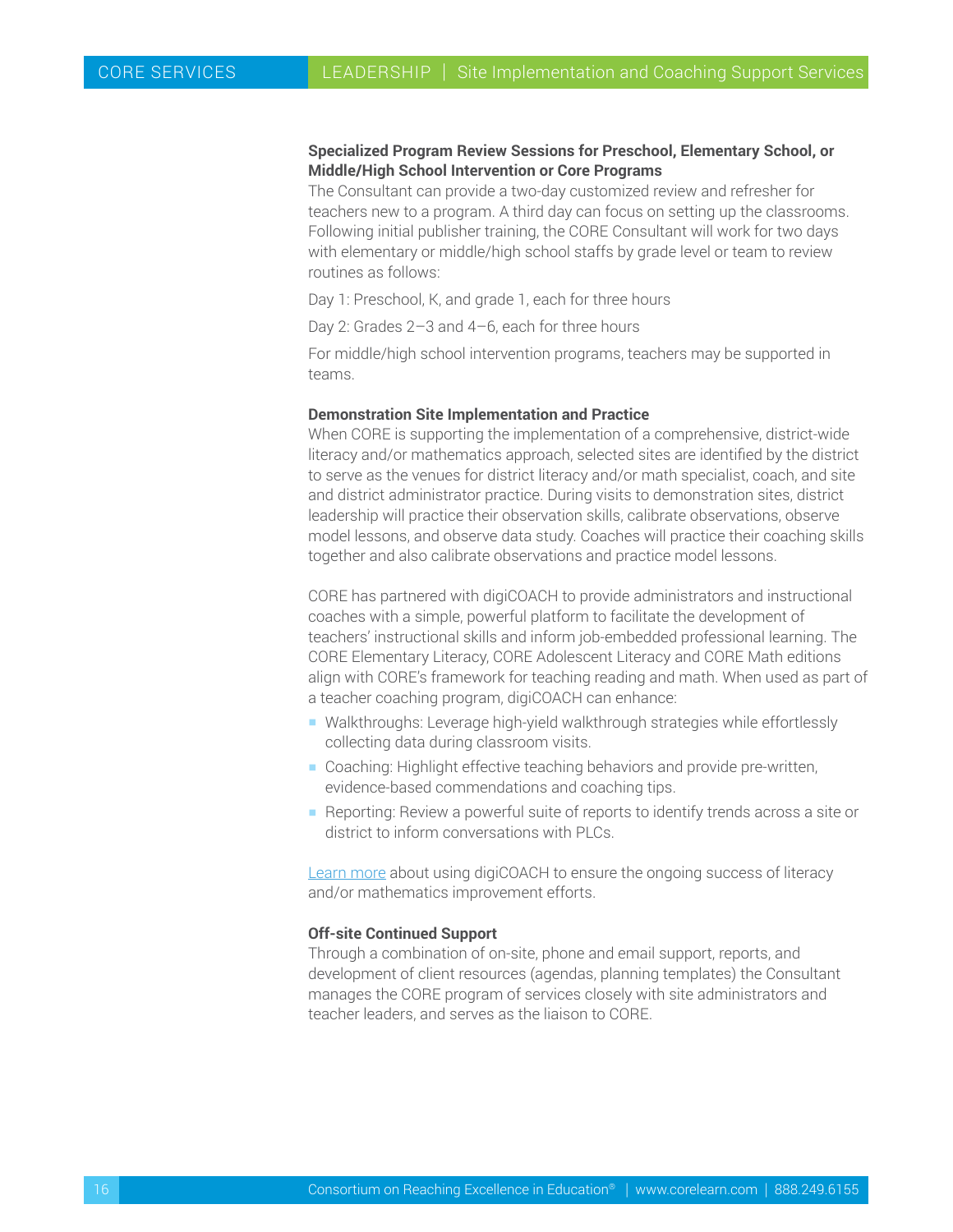### Specialized Program Review Sessions for Preschool, Elementary School, or Middle/High School Intervention or Core Programs

The Consultant can provide a two-day customized review and refresher for teachers new to a program. A third day can focus on setting up the classrooms. Following initial publisher training, the CORE Consultant will work for two days with elementary or middle/high school staffs by grade level or team to review routines as follows:

Day 1: Preschool, K, and grade 1, each for three hours

Day 2: Grades 2–3 and 4–6, each for three hours

For middle/high school intervention programs, teachers may be supported in teams.

### Demonstration Site Implementation and Practice

When CORE is supporting the implementation of a comprehensive, district-wide literacy and/or mathematics approach, selected sites are identified by the district to serve as the venues for district literacy and/or math specialist, coach, and site and district administrator practice. During visits to demonstration sites, district leadership will practice their observation skills, calibrate observations, observe model lessons, and observe data study. Coaches will practice their coaching skills together and also calibrate observations and practice model lessons.

CORE has partnered with digiCOACH to provide administrators and instructional coaches with a simple, powerful platform to facilitate the development of teachers' instructional skills and inform job-embedded professional learning. The CORE Elementary Literacy, CORE Adolescent Literacy and CORE Math editions align with CORE's framework for teaching reading and math. When used as part of a teacher coaching program, digiCOACH can enhance:

- Walkthroughs: Leverage high-yield walkthrough strategies while effortlessly collecting data during classroom visits.
- Coaching: Highlight effective teaching behaviors and provide pre-written, evidence-based commendations and coaching tips.
- Reporting: Review a powerful suite of reports to identify trends across a site or district to inform conversations with PLCs.

Learn more about using digiCOACH to ensure the ongoing success of literacy and/or mathematics improvement efforts.

### Off-site Continued Support

Through a combination of on-site, phone and email support, reports, and development of client resources (agendas, planning templates) the Consultant manages the CORE program of services closely with site administrators and teacher leaders, and serves as the liaison to CORE.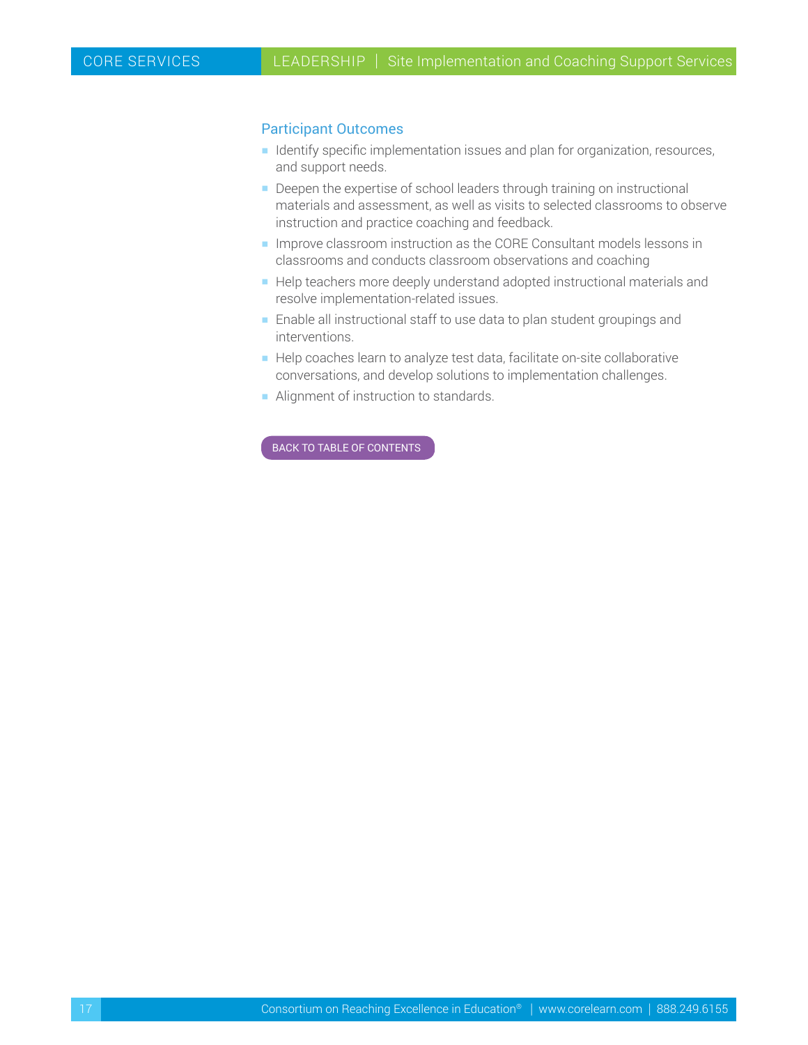## Participant Outcomes

- Identify specific implementation issues and plan for organization, resources, and support needs.
- Deepen the expertise of school leaders through training on instructional materials and assessment, as well as visits to selected classrooms to observe instruction and practice coaching and feedback.
- Improve classroom instruction as the CORE Consultant models lessons in classrooms and conducts classroom observations and coaching
- Help teachers more deeply understand adopted instructional materials and resolve implementation-related issues.
- Enable all instructional staff to use data to plan student groupings and interventions.
- Help coaches learn to analyze test data, facilitate on-site collaborative conversations, and develop solutions to implementation challenges.
- Alignment of instruction to standards.

BACK TO TABLE OF CONTENTS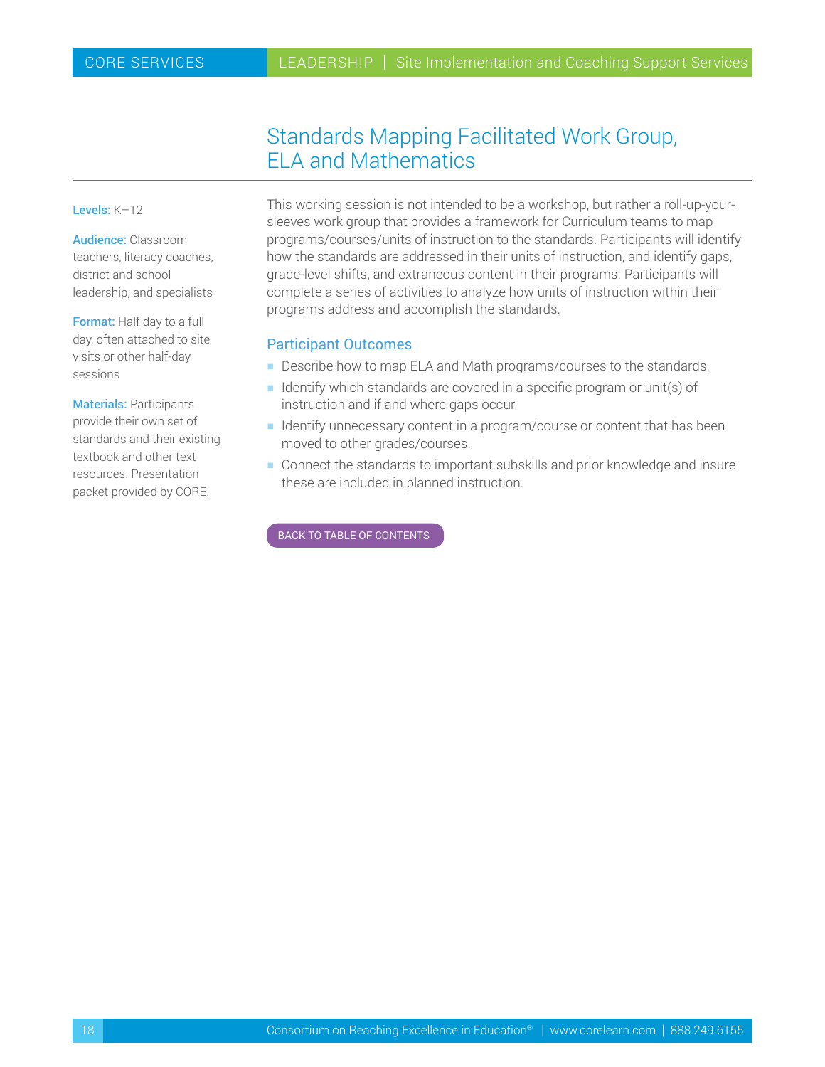# Standards Mapping Facilitated Work Group, ELA and Mathematics

**Levels:** K–12

**Audience:** Classroom teachers, literacy coaches, district and school leadership, and specialists

**Format:** Half day to a full day, often attached to site visits or other half-day sessions

**Materials:** Participants provide their own set of standards and their existing textbook and other text resources. Presentation packet provided by CORE.

This working session is not intended to be a workshop, but rather a roll-up-your-sleeves work group that provides a framework for Curriculum teams to map programs/courses/units of instruction to the standards. Participants will identify how the standards are addressed in their units of instruction, and identify gaps, grade-level shifts, and extraneous content in their programs. Participants will complete a series of activities to analyze how units of instruction within their programs address and accomplish the standards.

## Participant Outcomes

- Describe how to map ELA and Math programs/courses to the standards.
- Identify which standards are covered in a specific program or unit(s) of instruction and if and where gaps occur.
- Identify unnecessary content in a program/course or content that has been moved to other grades/courses.
- Connect the standards to important subskills and prior knowledge and insure these are included in planned instruction.

BACK TO TABLE OF CONTENTS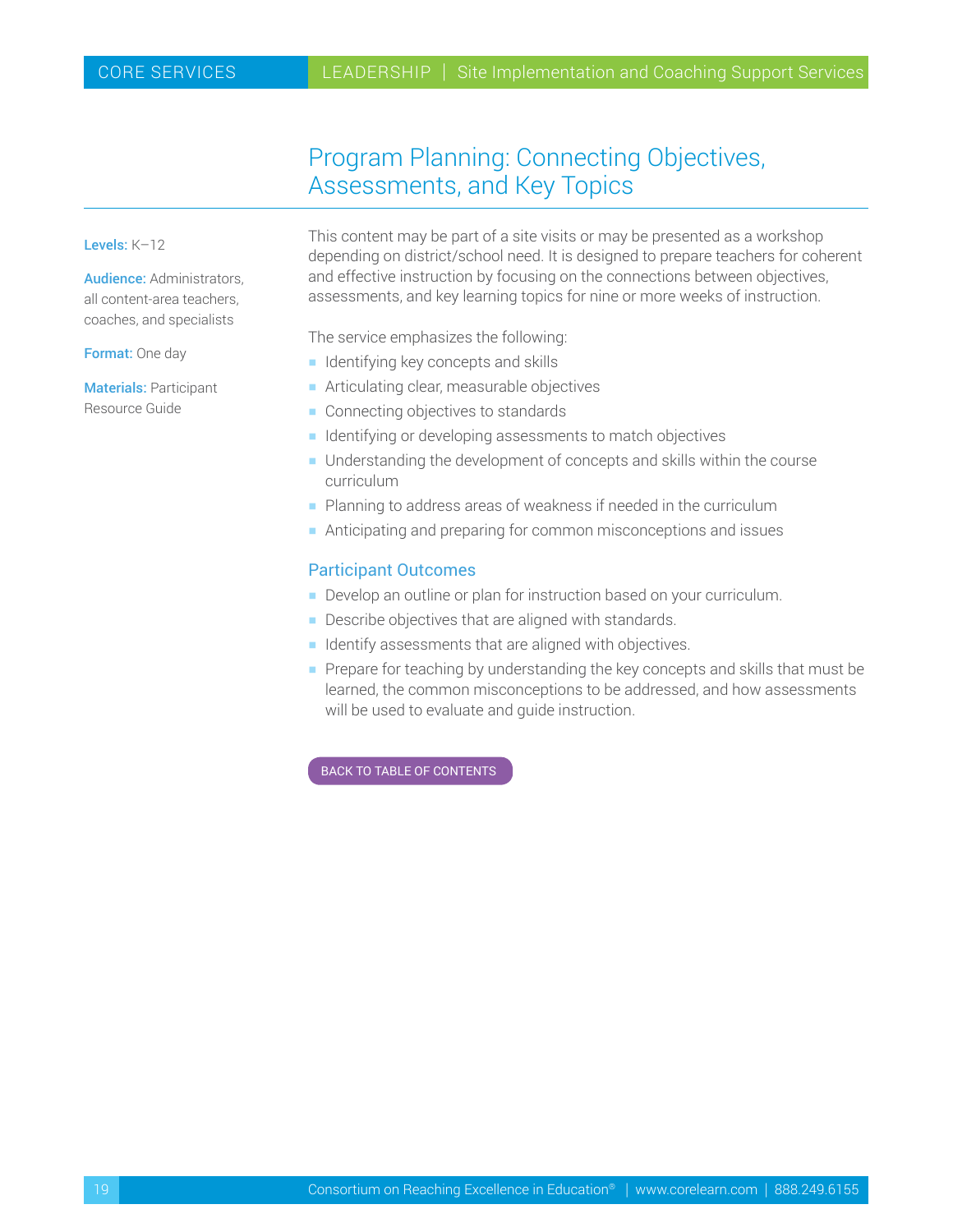# Program Planning: Connecting Objectives, Assessments, and Key Topics

**Levels:** K–12

**Audience:** Administrators, all content-area teachers, coaches, and specialists

**Format:** One day

**Materials:** Participant Resource Guide

This content may be part of a site visits or may be presented as a workshop depending on district/school need. It is designed to prepare teachers for coherent and effective instruction by focusing on the connections between objectives, assessments, and key learning topics for nine or more weeks of instruction.

The service emphasizes the following:

- Identifying key concepts and skills
- Articulating clear, measurable objectives
- Connecting objectives to standards
- Identifying or developing assessments to match objectives
- Understanding the development of concepts and skills within the course curriculum
- Planning to address areas of weakness if needed in the curriculum
- Anticipating and preparing for common misconceptions and issues

## Participant Outcomes

- Develop an outline or plan for instruction based on your curriculum.
- Describe objectives that are aligned with standards.
- Identify assessments that are aligned with objectives.
- Prepare for teaching by understanding the key concepts and skills that must be learned, the common misconceptions to be addressed, and how assessments will be used to evaluate and guide instruction.

BACK TO TABLE OF CONTENTS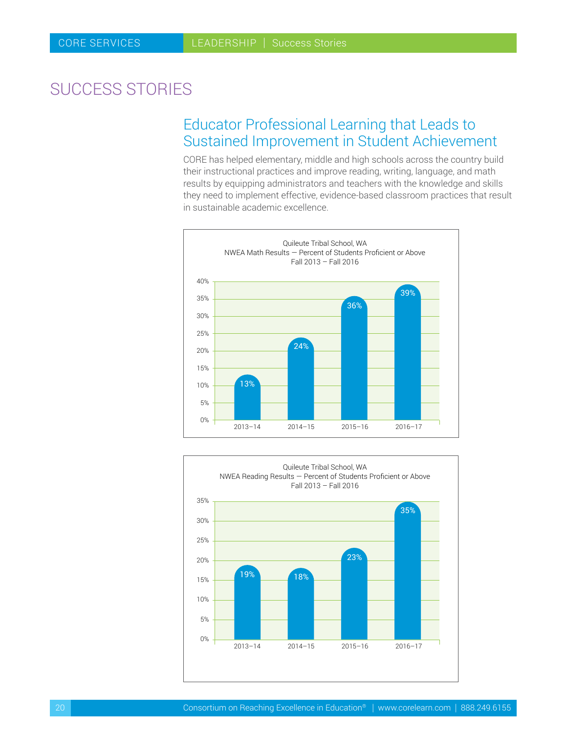# SUCCESS STORIES

## Educator Professional Learning that Leads to Sustained Improvement in Student Achievement

CORE has helped elementary, middle and high schools across the country build their instructional practices and improve reading, writing, language, and math results by equipping administrators and teachers with the knowledge and skills they need to implement effective, evidence-based classroom practices that result in sustainable academic excellence.

Quileute Tribal School, WA
NWEA Math Results — Percent of Students Proficient or Above
Fall 2013 – Fall 2016

| Year | Percent |
| --- | --- |
| 2013–14 | 13% |
| 2014–15 | 24% |
| 2015–16 | 36% |
| 2016–17 | 39% |

Quileute Tribal School, WA
NWEA Reading Results — Percent of Students Proficient or Above
Fall 2013 – Fall 2016

| Year | Percent |
| --- | --- |
| 2013–14 | 19% |
| 2014–15 | 18% |
| 2015–16 | 23% |
| 2016–17 | 35% |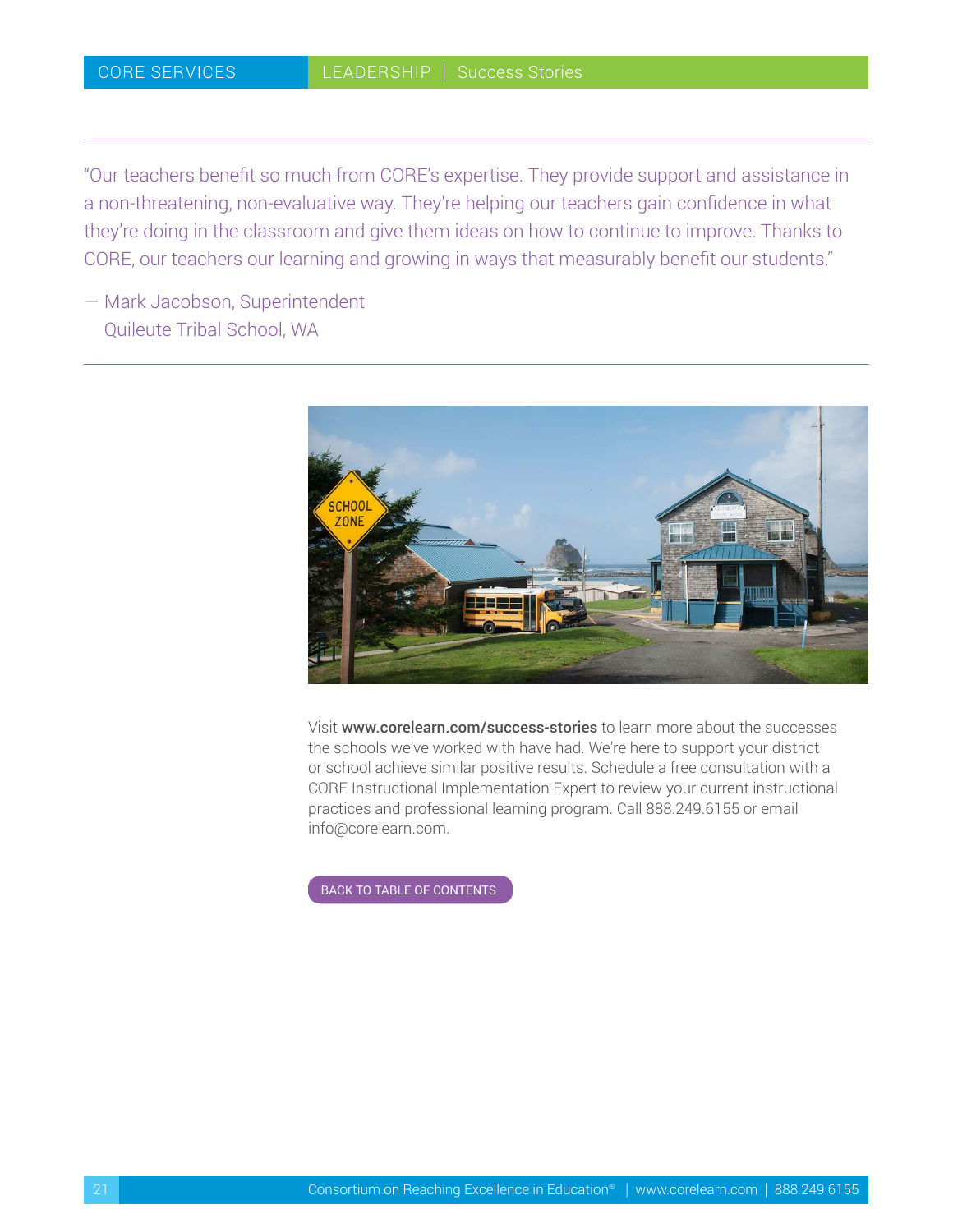"Our teachers benefit so much from CORE's expertise. They provide support and assistance in a non-threatening, non-evaluative way. They're helping our teachers gain confidence in what they're doing in the classroom and give them ideas on how to continue to improve. Thanks to CORE, our teachers our learning and growing in ways that measurably benefit our students."

— Mark Jacobson, Superintendent
Quileute Tribal School, WA

Visit **www.corelearn.com/success-stories** to learn more about the successes the schools we've worked with have had. We're here to support your district or school achieve similar positive results. Schedule a free consultation with a CORE Instructional Implementation Expert to review your current instructional practices and professional learning program. Call 888.249.6155 or email info@corelearn.com.

BACK TO TABLE OF CONTENTS